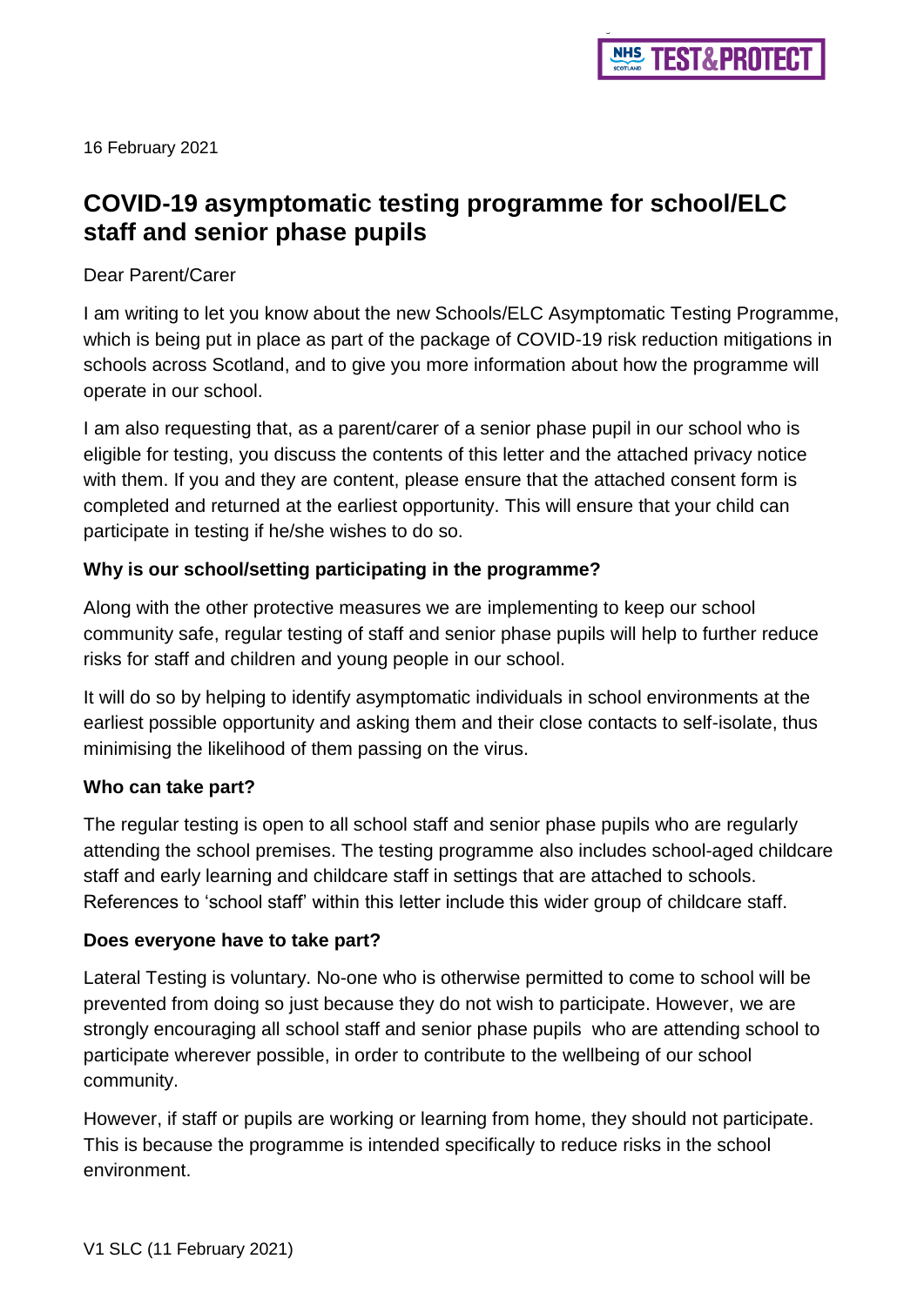16 February 2021

# COVID-19 asymptomatic testing programme for school/ELC staff and senior phase pupils

Dear Parent/Carer

I am writing to let you know about the new Schools/ELC Asymptomatic Testing Programme, which is being put in place as part of the package of COVID-19 risk reduction mitigations in schools across Scotland, and to give you more information about how the programme will operate in our school.

I am also requesting that, as a parent/carer of a senior phase pupil in our school who is eligible for testing, you discuss the contents of this letter and the attached privacy notice with them. If you and they are content, please ensure that the attached consent form is completed and returned at the earliest opportunity. This will ensure that your child can participate in testing if he/she wishes to do so.

### Why is our school/setting participating in the programme?

Along with the other protective measures we are implementing to keep our school community safe, regular testing of staff and senior phase pupils will help to further reduce risks for staff and children and young people in our school.

It will do so by helping to identify asymptomatic individuals in school environments at the earliest possible opportunity and asking them and their close contacts to self-isolate, thus minimising the likelihood of them passing on the virus.

### Who can take part?

The regular testing is open to all school staff and senior phase pupils who are regularly attending the school premises. The testing programme also includes school-aged childcare staff and early learning and childcare staff in settings that are attached to schools. References to 'school staff' within this letter include this wider group of childcare staff.

### Does everyone have to take part?

Lateral Testing is voluntary. No-one who is otherwise permitted to come to school will be prevented from doing so just because they do not wish to participate. However, we are strongly encouraging all school staff and senior phase pupils who are attending school to participate wherever possible, in order to contribute to the wellbeing of our school community.

However, if staff or pupils are working or learning from home, they should not participate. This is because the programme is intended specifically to reduce risks in the school environment.

V1 SLC (11 February 2021)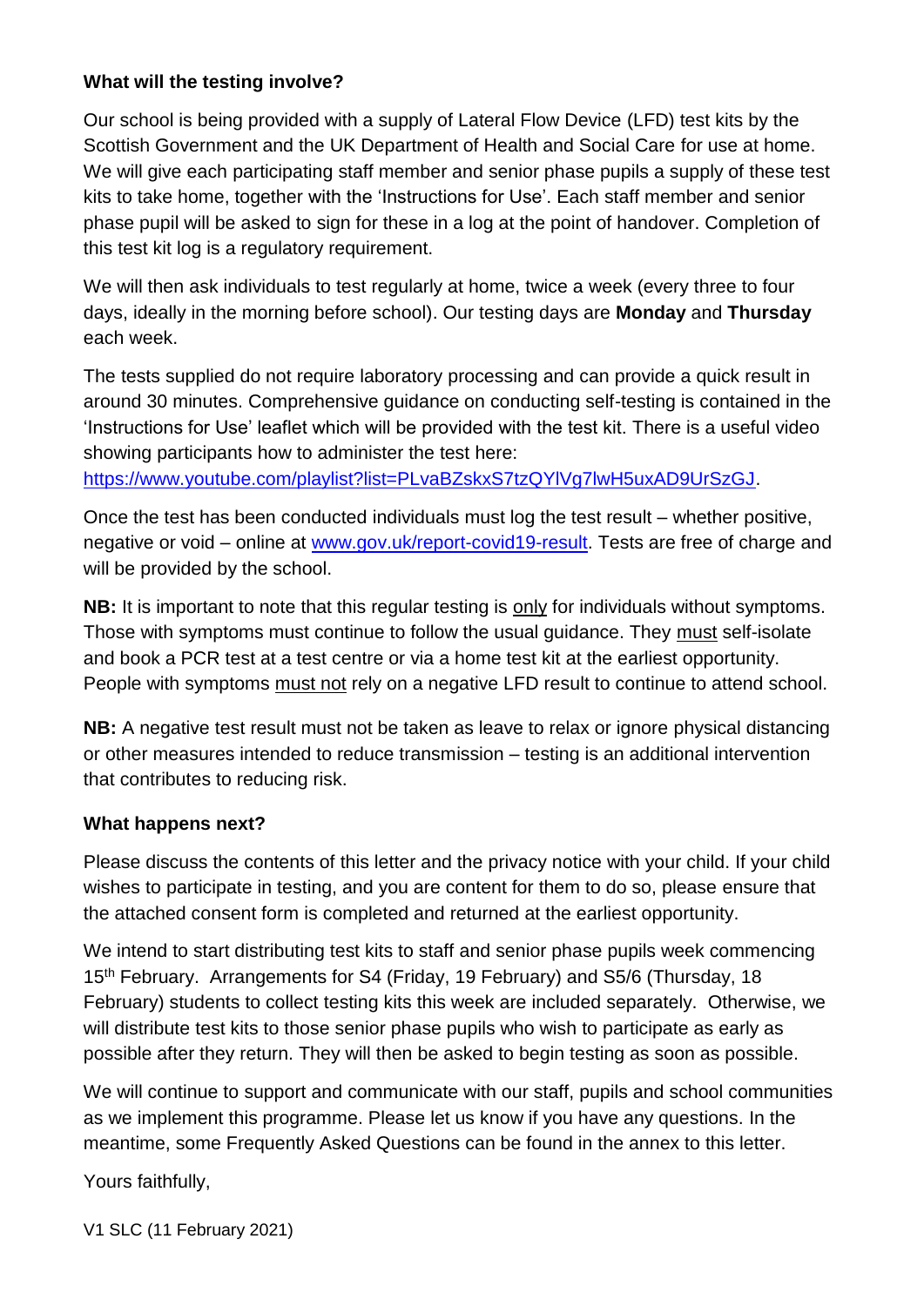**What will the testing involve?**

Our school is being provided with a supply of Lateral Flow Device (LFD) test kits by the Scottish Government and the UK Department of Health and Social Care for use at home. We will give each participating staff member and senior phase pupils a supply of these test kits to take home, together with the 'Instructions for Use'. Each staff member and senior phase pupil will be asked to sign for these in a log at the point of handover. Completion of this test kit log is a regulatory requirement.

We will then ask individuals to test regularly at home, twice a week (every three to four days, ideally in the morning before school). Our testing days are **Monday** and **Thursday** each week.

The tests supplied do not require laboratory processing and can provide a quick result in around 30 minutes. Comprehensive guidance on conducting self-testing is contained in the 'Instructions for Use' leaflet which will be provided with the test kit. There is a useful video showing participants how to administer the test here: https://www.youtube.com/playlist?list=PLvaBZskxS7tzQYlVg7lwH5uxAD9UrSzGJ.

Once the test has been conducted individuals must log the test result – whether positive, negative or void – online at www.gov.uk/report-covid19-result. Tests are free of charge and will be provided by the school.

**NB:** It is important to note that this regular testing is only for individuals without symptoms. Those with symptoms must continue to follow the usual guidance. They must self-isolate and book a PCR test at a test centre or via a home test kit at the earliest opportunity. People with symptoms must not rely on a negative LFD result to continue to attend school.

**NB:** A negative test result must not be taken as leave to relax or ignore physical distancing or other measures intended to reduce transmission – testing is an additional intervention that contributes to reducing risk.

**What happens next?**

Please discuss the contents of this letter and the privacy notice with your child. If your child wishes to participate in testing, and you are content for them to do so, please ensure that the attached consent form is completed and returned at the earliest opportunity.

We intend to start distributing test kits to staff and senior phase pupils week commencing 15th February. Arrangements for S4 (Friday, 19 February) and S5/6 (Thursday, 18 February) students to collect testing kits this week are included separately. Otherwise, we will distribute test kits to those senior phase pupils who wish to participate as early as possible after they return. They will then be asked to begin testing as soon as possible.

We will continue to support and communicate with our staff, pupils and school communities as we implement this programme. Please let us know if you have any questions. In the meantime, some Frequently Asked Questions can be found in the annex to this letter.

Yours faithfully,

V1 SLC (11 February 2021)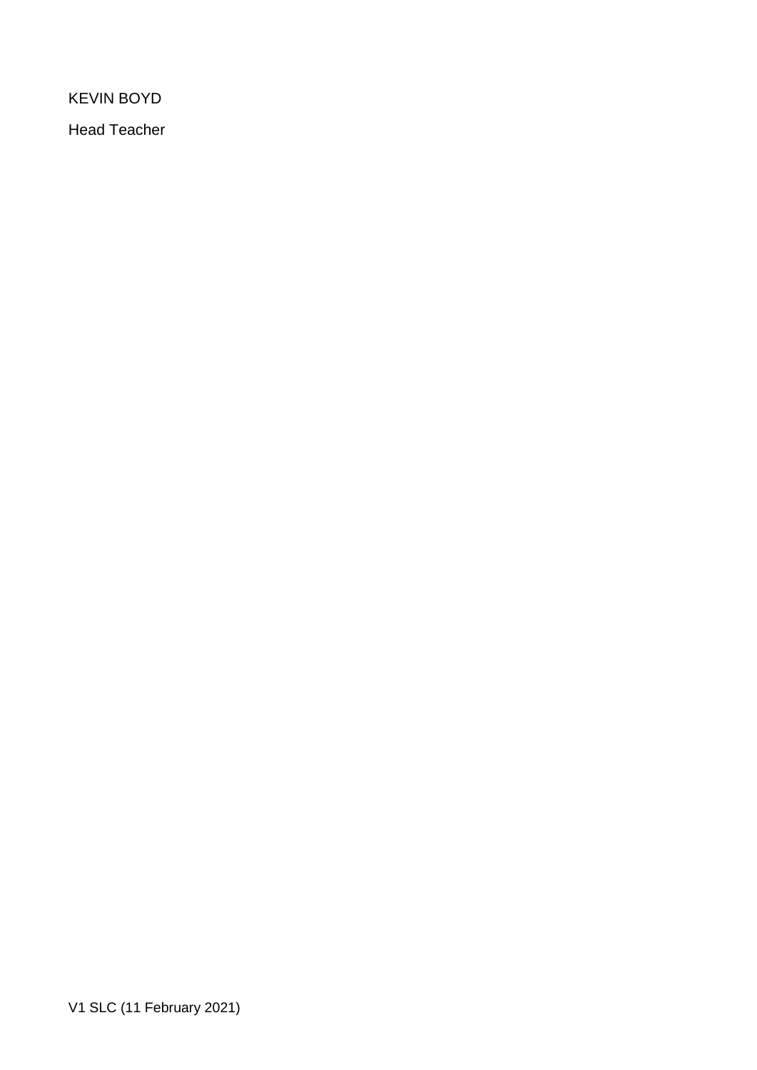KEVIN BOYD

Head Teacher

V1 SLC (11 February 2021)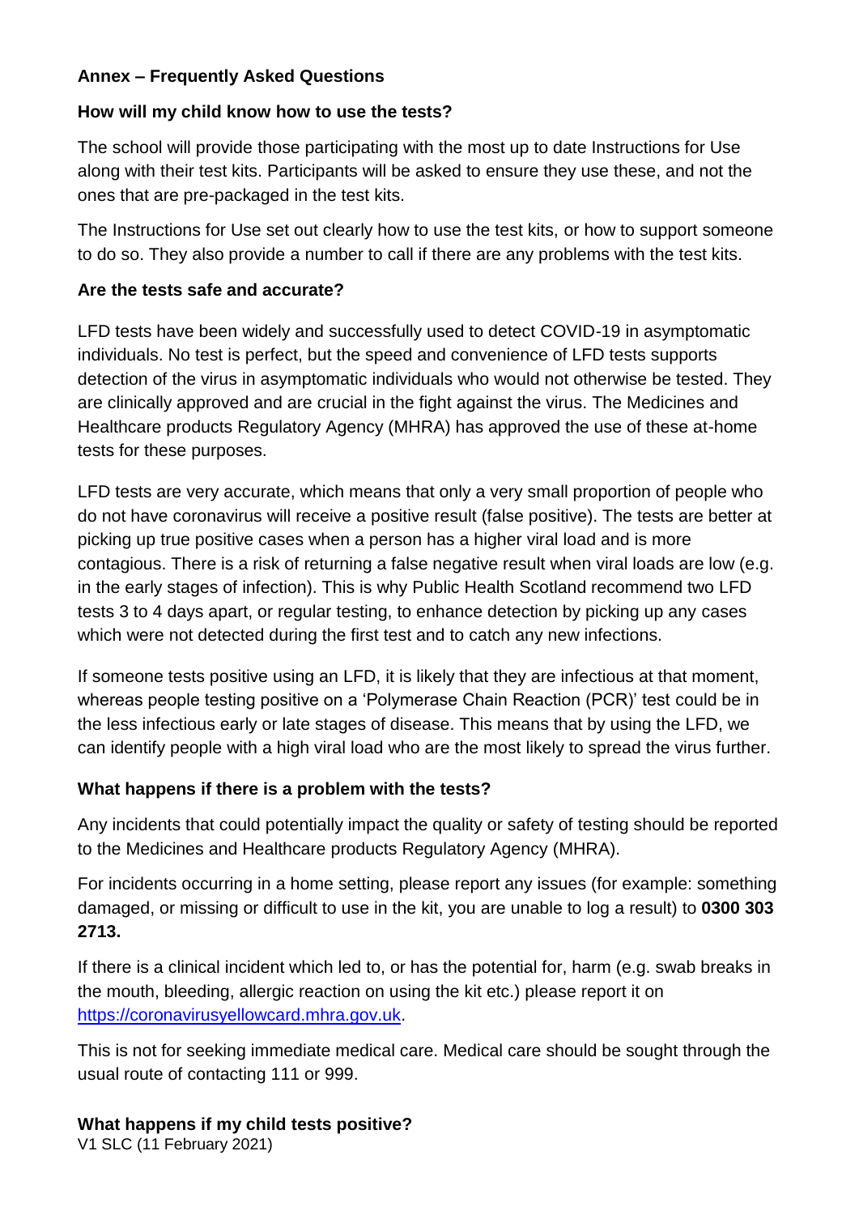## Annex – Frequently Asked Questions

### How will my child know how to use the tests?

The school will provide those participating with the most up to date Instructions for Use along with their test kits. Participants will be asked to ensure they use these, and not the ones that are pre-packaged in the test kits.

The Instructions for Use set out clearly how to use the test kits, or how to support someone to do so. They also provide a number to call if there are any problems with the test kits.

### Are the tests safe and accurate?

LFD tests have been widely and successfully used to detect COVID-19 in asymptomatic individuals. No test is perfect, but the speed and convenience of LFD tests supports detection of the virus in asymptomatic individuals who would not otherwise be tested. They are clinically approved and are crucial in the fight against the virus. The Medicines and Healthcare products Regulatory Agency (MHRA) has approved the use of these at-home tests for these purposes.

LFD tests are very accurate, which means that only a very small proportion of people who do not have coronavirus will receive a positive result (false positive). The tests are better at picking up true positive cases when a person has a higher viral load and is more contagious. There is a risk of returning a false negative result when viral loads are low (e.g. in the early stages of infection). This is why Public Health Scotland recommend two LFD tests 3 to 4 days apart, or regular testing, to enhance detection by picking up any cases which were not detected during the first test and to catch any new infections.

If someone tests positive using an LFD, it is likely that they are infectious at that moment, whereas people testing positive on a 'Polymerase Chain Reaction (PCR)' test could be in the less infectious early or late stages of disease. This means that by using the LFD, we can identify people with a high viral load who are the most likely to spread the virus further.

### What happens if there is a problem with the tests?

Any incidents that could potentially impact the quality or safety of testing should be reported to the Medicines and Healthcare products Regulatory Agency (MHRA).

For incidents occurring in a home setting, please report any issues (for example: something damaged, or missing or difficult to use in the kit, you are unable to log a result) to **0300 303 2713.**

If there is a clinical incident which led to, or has the potential for, harm (e.g. swab breaks in the mouth, bleeding, allergic reaction on using the kit etc.) please report it on [https://coronavirusyellowcard.mhra.gov.uk](https://coronavirusyellowcard.mhra.gov.uk).

This is not for seeking immediate medical care. Medical care should be sought through the usual route of contacting 111 or 999.

### What happens if my child tests positive?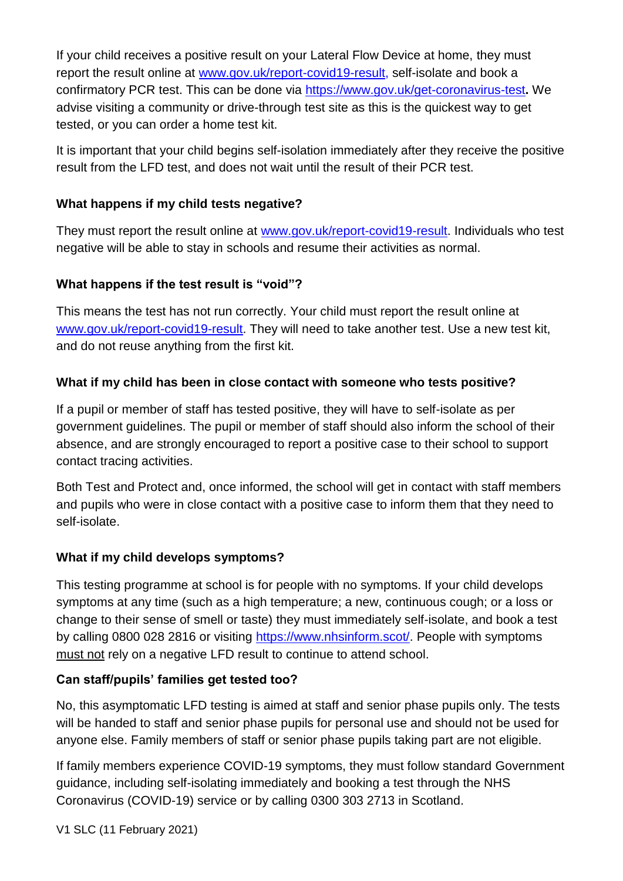If your child receives a positive result on your Lateral Flow Device at home, they must report the result online at [www.gov.uk/report-covid19-result,](www.gov.uk/report-covid19-result) self-isolate and book a confirmatory PCR test. This can be done via [https://www.gov.uk/get-coronavirus-test](https://www.gov.uk/get-coronavirus-test)**.** We advise visiting a community or drive-through test site as this is the quickest way to get tested, or you can order a home test kit.

It is important that your child begins self-isolation immediately after they receive the positive result from the LFD test, and does not wait until the result of their PCR test.

**What happens if my child tests negative?**

They must report the result online at [www.gov.uk/report-covid19-result](www.gov.uk/report-covid19-result). Individuals who test negative will be able to stay in schools and resume their activities as normal.

**What happens if the test result is "void"?**

This means the test has not run correctly. Your child must report the result online at [www.gov.uk/report-covid19-result](www.gov.uk/report-covid19-result). They will need to take another test. Use a new test kit, and do not reuse anything from the first kit.

**What if my child has been in close contact with someone who tests positive?**

If a pupil or member of staff has tested positive, they will have to self-isolate as per government guidelines. The pupil or member of staff should also inform the school of their absence, and are strongly encouraged to report a positive case to their school to support contact tracing activities.

Both Test and Protect and, once informed, the school will get in contact with staff members and pupils who were in close contact with a positive case to inform them that they need to self-isolate.

**What if my child develops symptoms?**

This testing programme at school is for people with no symptoms. If your child develops symptoms at any time (such as a high temperature; a new, continuous cough; or a loss or change to their sense of smell or taste) they must immediately self-isolate, and book a test by calling 0800 028 2816 or visiting [https://www.nhsinform.scot/](https://www.nhsinform.scot/). People with symptoms <u>must not</u> rely on a negative LFD result to continue to attend school.

**Can staff/pupils' families get tested too?**

No, this asymptomatic LFD testing is aimed at staff and senior phase pupils only. The tests will be handed to staff and senior phase pupils for personal use and should not be used for anyone else. Family members of staff or senior phase pupils taking part are not eligible.

If family members experience COVID-19 symptoms, they must follow standard Government guidance, including self-isolating immediately and booking a test through the NHS Coronavirus (COVID-19) service or by calling 0300 303 2713 in Scotland.

V1 SLC (11 February 2021)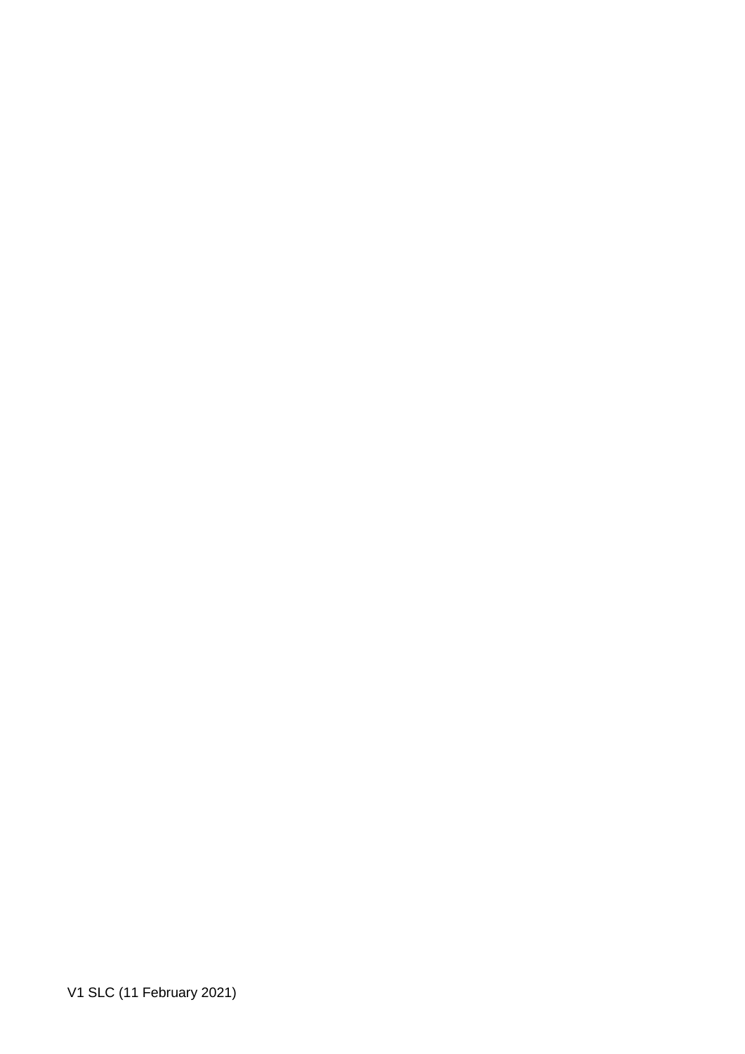V1 SLC (11 February 2021)